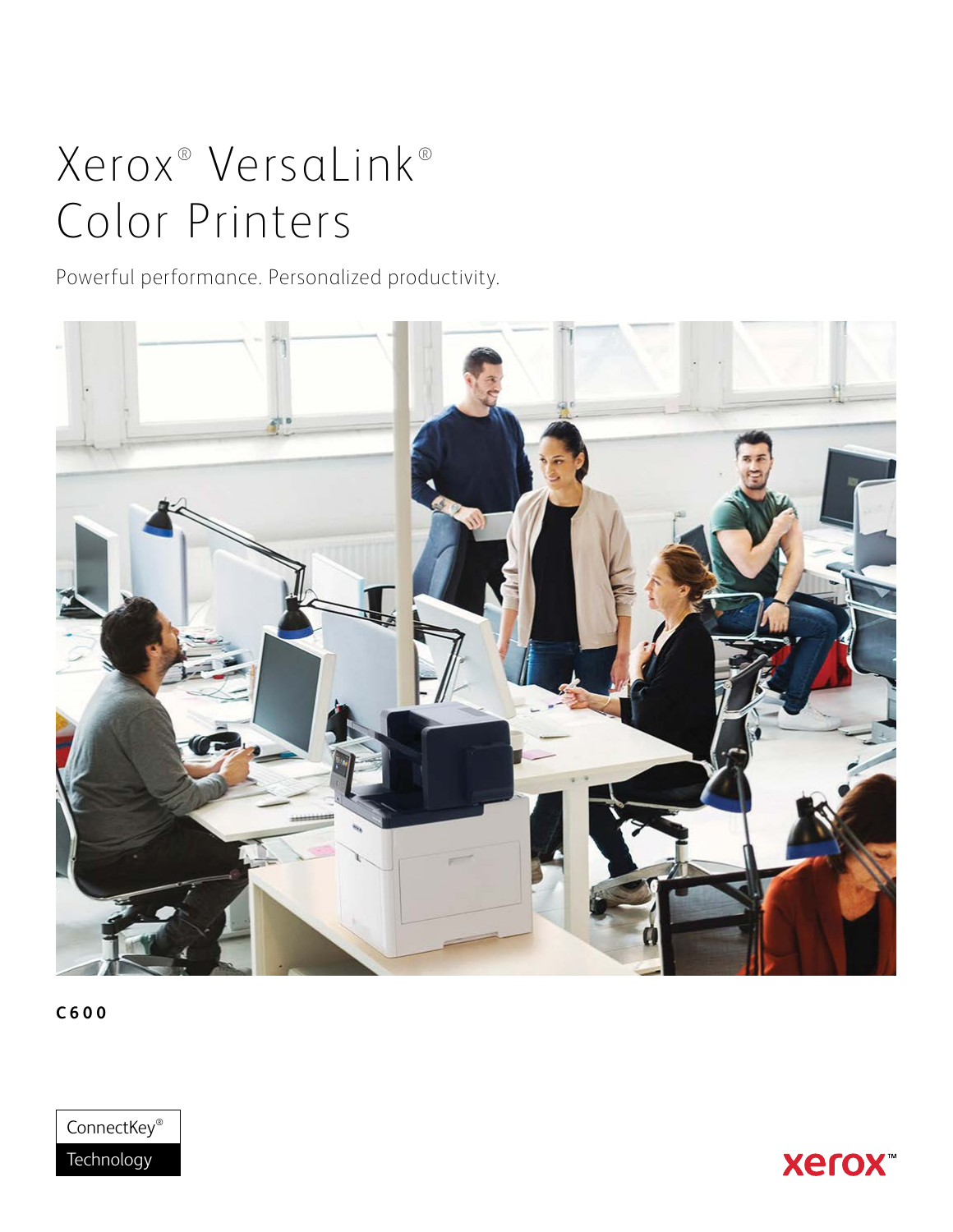# Xerox® VersaLink® Color Printers

Powerful performance. Personalized productivity.

**C600**

ConnectKey® Technology

xerox™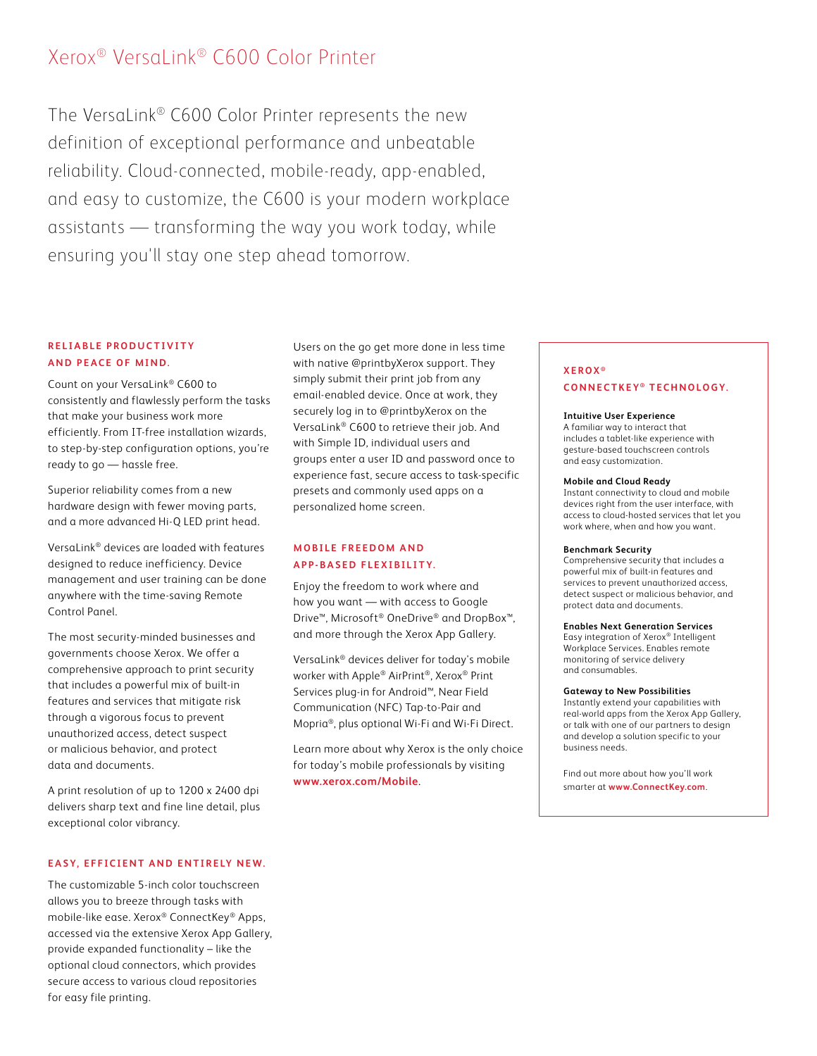# Xerox® VersaLink® C600 Color Printer

The VersaLink® C600 Color Printer represents the new definition of exceptional performance and unbeatable reliability. Cloud-connected, mobile-ready, app-enabled, and easy to customize, the C600 is your modern workplace assistants — transforming the way you work today, while ensuring you'll stay one step ahead tomorrow.

## RELIABLE PRODUCTIVITY AND PEACE OF MIND.

Count on your VersaLink® C600 to consistently and flawlessly perform the tasks that make your business work more efficiently. From IT-free installation wizards, to step-by-step configuration options, you're ready to go — hassle free.

Superior reliability comes from a new hardware design with fewer moving parts, and a more advanced Hi-Q LED print head.

VersaLink® devices are loaded with features designed to reduce inefficiency. Device management and user training can be done anywhere with the time-saving Remote Control Panel.

The most security-minded businesses and governments choose Xerox. We offer a comprehensive approach to print security that includes a powerful mix of built-in features and services that mitigate risk through a vigorous focus to prevent unauthorized access, detect suspect or malicious behavior, and protect data and documents.

A print resolution of up to 1200 x 2400 dpi delivers sharp text and fine line detail, plus exceptional color vibrancy.

## EASY, EFFICIENT AND ENTIRELY NEW.

The customizable 5-inch color touchscreen allows you to breeze through tasks with mobile-like ease. Xerox® ConnectKey® Apps, accessed via the extensive Xerox App Gallery, provide expanded functionality – like the optional cloud connectors, which provides secure access to various cloud repositories for easy file printing.

Users on the go get more done in less time with native @printbyXerox support. They simply submit their print job from any email-enabled device. Once at work, they securely log in to @printbyXerox on the VersaLink® C600 to retrieve their job. And with Simple ID, individual users and groups enter a user ID and password once to experience fast, secure access to task-specific presets and commonly used apps on a personalized home screen.

## MOBILE FREEDOM AND APP-BASED FLEXIBILITY.

Enjoy the freedom to work where and how you want — with access to Google Drive™, Microsoft® OneDrive® and DropBox™, and more through the Xerox App Gallery.

VersaLink® devices deliver for today's mobile worker with Apple® AirPrint®, Xerox® Print Services plug-in for Android™, Near Field Communication (NFC) Tap-to-Pair and Mopria®, plus optional Wi-Fi and Wi-Fi Direct.

Learn more about why Xerox is the only choice for today's mobile professionals by visiting **www.xerox.com/Mobile**.

## XEROX® CONNECTKEY® TECHNOLOGY.

**Intuitive User Experience**
A familiar way to interact that includes a tablet-like experience with gesture-based touchscreen controls and easy customization.

**Mobile and Cloud Ready**
Instant connectivity to cloud and mobile devices right from the user interface, with access to cloud-hosted services that let you work where, when and how you want.

**Benchmark Security**
Comprehensive security that includes a powerful mix of built-in features and services to prevent unauthorized access, detect suspect or malicious behavior, and protect data and documents.

**Enables Next Generation Services**
Easy integration of Xerox® Intelligent Workplace Services. Enables remote monitoring of service delivery and consumables.

**Gateway to New Possibilities**
Instantly extend your capabilities with real-world apps from the Xerox App Gallery, or talk with one of our partners to design and develop a solution specific to your business needs.

Find out more about how you'll work smarter at **www.ConnectKey.com**.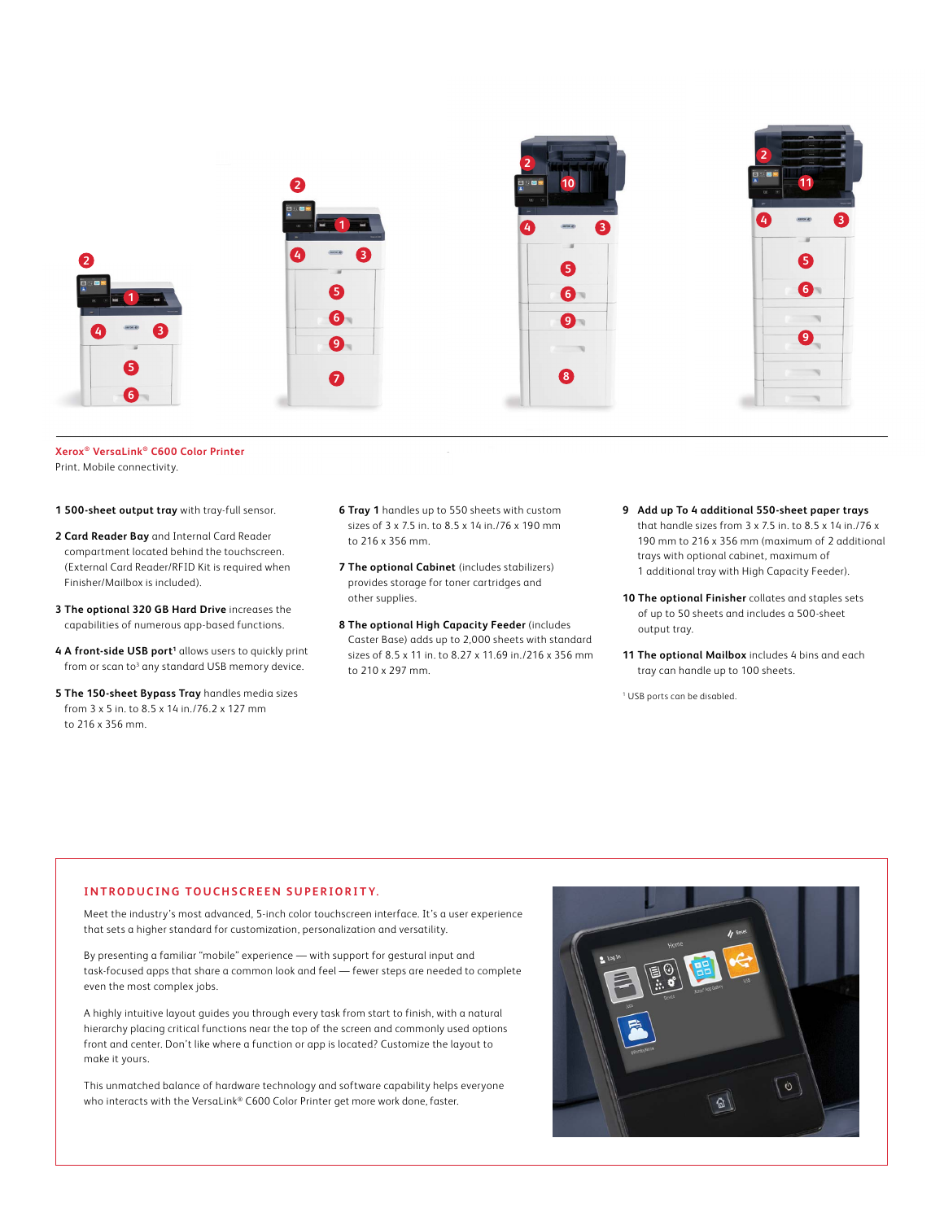**Xerox® VersaLink® C600 Color Printer**
Print. Mobile connectivity.

**1 500-sheet output tray** with tray-full sensor.

**2 Card Reader Bay** and Internal Card Reader compartment located behind the touchscreen. (External Card Reader/RFID Kit is required when Finisher/Mailbox is included).

**3 The optional 320 GB Hard Drive** increases the capabilities of numerous app-based functions.

**4 A front-side USB port**[1] allows users to quickly print from or scan to[3] any standard USB memory device.

**5 The 150-sheet Bypass Tray** handles media sizes from 3 x 5 in. to 8.5 x 14 in./76.2 x 127 mm to 216 x 356 mm.

**6 Tray 1** handles up to 550 sheets with custom sizes of 3 x 7.5 in. to 8.5 x 14 in./76 x 190 mm to 216 x 356 mm.

**7 The optional Cabinet** (includes stabilizers) provides storage for toner cartridges and other supplies.

**8 The optional High Capacity Feeder** (includes Caster Base) adds up to 2,000 sheets with standard sizes of 8.5 x 11 in. to 8.27 x 11.69 in./216 x 356 mm to 210 x 297 mm.

**9 Add up To 4 additional 550-sheet paper trays** that handle sizes from 3 x 7.5 in. to 8.5 x 14 in./76 x 190 mm to 216 x 356 mm (maximum of 2 additional trays with optional cabinet, maximum of 1 additional tray with High Capacity Feeder).

**10 The optional Finisher** collates and staples sets of up to 50 sheets and includes a 500-sheet output tray.

**11 The optional Mailbox** includes 4 bins and each tray can handle up to 100 sheets.

[1] USB ports can be disabled.

## INTRODUCING TOUCHSCREEN SUPERIORITY.

Meet the industry's most advanced, 5-inch color touchscreen interface. It's a user experience that sets a higher standard for customization, personalization and versatility.

By presenting a familiar "mobile" experience — with support for gestural input and task-focused apps that share a common look and feel — fewer steps are needed to complete even the most complex jobs.

A highly intuitive layout guides you through every task from start to finish, with a natural hierarchy placing critical functions near the top of the screen and commonly used options front and center. Don't like where a function or app is located? Customize the layout to make it yours.

This unmatched balance of hardware technology and software capability helps everyone who interacts with the VersaLink® C600 Color Printer get more work done, faster.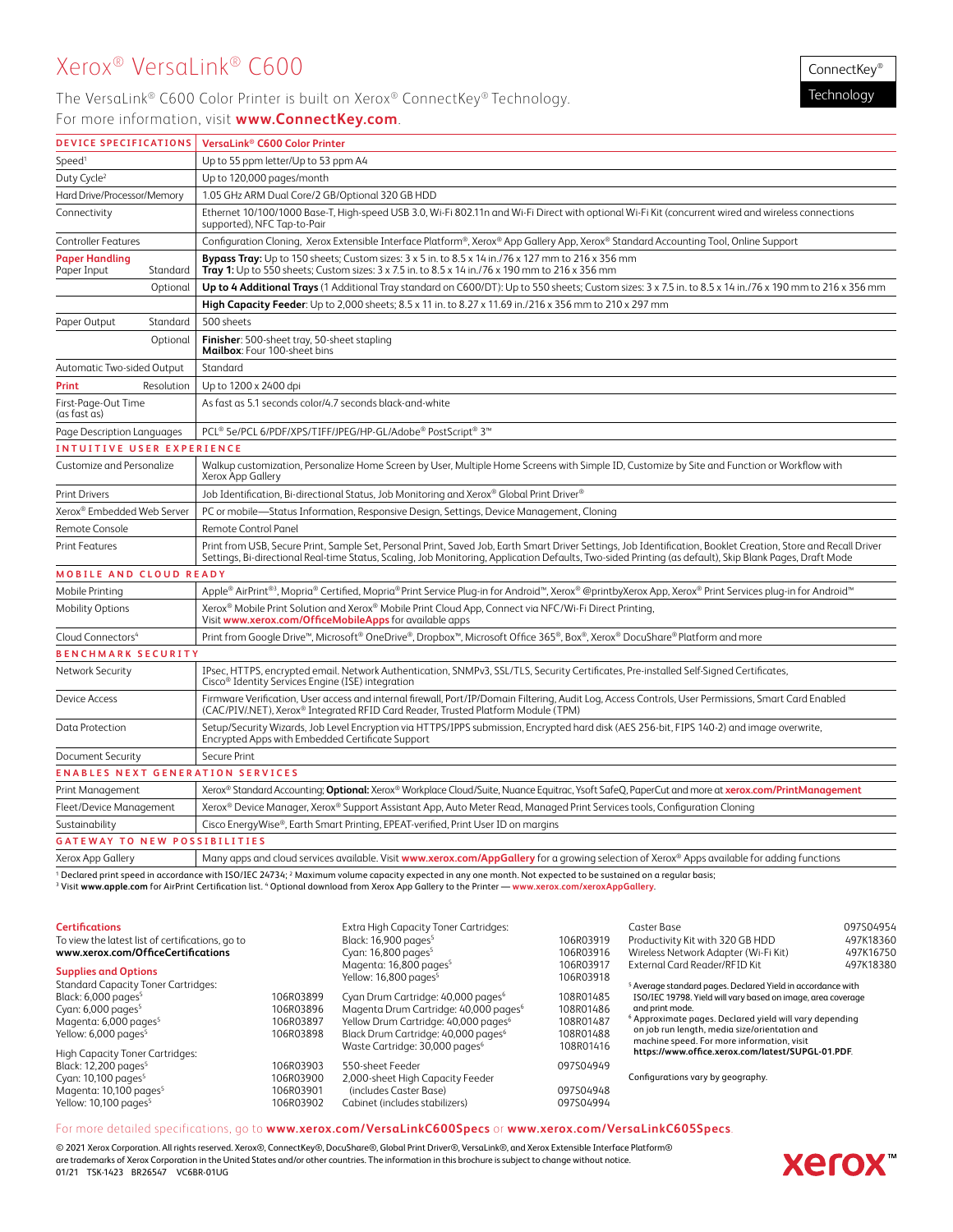# Xerox® VersaLink® C600

The VersaLink® C600 Color Printer is built on Xerox® ConnectKey® Technology.
For more information, visit **www.ConnectKey.com**.

ConnectKey® Technology

| DEVICE SPECIFICATIONS | | VersaLink® C600 Color Printer |
|---|---|---|
| Speed[1] | | Up to 55 ppm letter/Up to 53 ppm A4 |
| Duty Cycle[2] | | Up to 120,000 pages/month |
| Hard Drive/Processor/Memory | | 1.05 GHz ARM Dual Core/2 GB/Optional 320 GB HDD |
| Connectivity | | Ethernet 10/100/1000 Base-T, High-speed USB 3.0, Wi-Fi 802.11n and Wi-Fi Direct with optional Wi-Fi Kit (concurrent wired and wireless connections supported), NFC Tap-to-Pair |
| Controller Features | | Configuration Cloning, Xerox Extensible Interface Platform®, Xerox® App Gallery App, Xerox® Standard Accounting Tool, Online Support |
| **Paper Handling** Paper Input | Standard | **Bypass Tray:** Up to 150 sheets; Custom sizes: 3 x 5 in. to 8.5 x 14 in./76 x 127 mm to 216 x 356 mm<br>**Tray 1:** Up to 550 sheets; Custom sizes: 3 x 7.5 in. to 8.5 x 14 in./76 x 190 mm to 216 x 356 mm |
| | Optional | **Up to 4 Additional Trays** (1 Additional Tray standard on C600/DT): Up to 550 sheets; Custom sizes: 3 x 7.5 in. to 8.5 x 14 in./76 x 190 mm to 216 x 356 mm |
| | | **High Capacity Feeder**: Up to 2,000 sheets; 8.5 x 11 in. to 8.27 x 11.69 in./216 x 356 mm to 210 x 297 mm |
| Paper Output | Standard | 500 sheets |
| | Optional | **Finisher**: 500-sheet tray, 50-sheet stapling<br>**Mailbox**: Four 100-sheet bins |
| Automatic Two-sided Output | | Standard |
| **Print** | Resolution | Up to 1200 x 2400 dpi |
| First-Page-Out Time (as fast as) | | As fast as 5.1 seconds color/4.7 seconds black-and-white |
| Page Description Languages | | PCL® 5e/PCL 6/PDF/XPS/TIFF/JPEG/HP-GL/Adobe® PostScript® 3™ |
| **INTUITIVE USER EXPERIENCE** | | |
| Customize and Personalize | | Walkup customization, Personalize Home Screen by User, Multiple Home Screens with Simple ID, Customize by Site and Function or Workflow with Xerox App Gallery |
| Print Drivers | | Job Identification, Bi-directional Status, Job Monitoring and Xerox® Global Print Driver® |
| Xerox® Embedded Web Server | | PC or mobile—Status Information, Responsive Design, Settings, Device Management, Cloning |
| Remote Console | | Remote Control Panel |
| Print Features | | Print from USB, Secure Print, Sample Set, Personal Print, Saved Job, Earth Smart Driver Settings, Job Identification, Booklet Creation, Store and Recall Driver Settings, Bi-directional Real-time Status, Scaling, Job Monitoring, Application Defaults, Two-sided Printing (as default), Skip Blank Pages, Draft Mode |
| **MOBILE AND CLOUD READY** | | |
| Mobile Printing | | Apple® AirPrint®[3], Mopria® Certified, Mopria® Print Service Plug-in for Android™, Xerox® @printbyXerox App, Xerox® Print Services plug-in for Android™ |
| Mobility Options | | Xerox® Mobile Print Solution and Xerox® Mobile Print Cloud App, Connect via NFC/Wi-Fi Direct Printing, Visit **www.xerox.com/OfficeMobileApps** for available apps |
| Cloud Connectors[4] | | Print from Google Drive™, Microsoft® OneDrive®, Dropbox™, Microsoft Office 365®, Box®, Xerox® DocuShare® Platform and more |
| **BENCHMARK SECURITY** | | |
| Network Security | | IPsec, HTTPS, encrypted email. Network Authentication, SNMPv3, SSL/TLS, Security Certificates, Pre-installed Self-Signed Certificates, Cisco® Identity Services Engine (ISE) integration |
| Device Access | | Firmware Verification, User access and internal firewall, Port/IP/Domain Filtering, Audit Log, Access Controls, User Permissions, Smart Card Enabled (CAC/PIV/.NET), Xerox® Integrated RFID Card Reader, Trusted Platform Module (TPM) |
| Data Protection | | Setup/Security Wizards, Job Level Encryption via HTTPS/IPPS submission, Encrypted hard disk (AES 256-bit, FIPS 140-2) and image overwrite, Encrypted Apps with Embedded Certificate Support |
| Document Security | | Secure Print |
| **ENABLES NEXT GENERATION SERVICES** | | |
| Print Management | | Xerox® Standard Accounting; **Optional:** Xerox® Workplace Cloud/Suite, Nuance Equitrac, Ysoft SafeQ, PaperCut and more at **xerox.com/PrintManagement** |
| Fleet/Device Management | | Xerox® Device Manager, Xerox® Support Assistant App, Auto Meter Read, Managed Print Services tools, Configuration Cloning |
| Sustainability | | Cisco EnergyWise®, Earth Smart Printing, EPEAT-verified, Print User ID on margins |
| **GATEWAY TO NEW POSSIBILITIES** | | |
| Xerox App Gallery | | Many apps and cloud services available. Visit **www.xerox.com/AppGallery** for a growing selection of Xerox® Apps available for adding functions |

[1] Declared print speed in accordance with ISO/IEC 24734; [2] Maximum volume capacity expected in any one month. Not expected to be sustained on a regular basis;
[3] Visit **www.apple.com** for AirPrint Certification list. [4] Optional download from Xerox App Gallery to the Printer — **www.xerox.com/xeroxAppGallery**.

**Certifications**

To view the latest list of certifications, go to **www.xerox.com/OfficeCertifications**

**Supplies and Options**

| | |
|---|---|
| Standard Capacity Toner Cartridges: | |
| Black: 6,000 pages[5] | 106R03899 |
| Cyan: 6,000 pages[5] | 106R03896 |
| Magenta: 6,000 pages[5] | 106R03897 |
| Yellow: 6,000 pages[5] | 106R03898 |
| High Capacity Toner Cartridges: | |
| Black: 12,200 pages[5] | 106R03903 |
| Cyan: 10,100 pages[5] | 106R03900 |
| Magenta: 10,100 pages[5] | 106R03901 |
| Yellow: 10,100 pages[5] | 106R03902 |
| Extra High Capacity Toner Cartridges: | |
| Black: 16,900 pages[5] | 106R03919 |
| Cyan: 16,800 pages[5] | 106R03916 |
| Magenta: 16,800 pages[5] | 106R03917 |
| Yellow: 16,800 pages[5] | 106R03918 |
| Cyan Drum Cartridge: 40,000 pages[6] | 108R01485 |
| Magenta Drum Cartridge: 40,000 pages[6] | 108R01486 |
| Yellow Drum Cartridge: 40,000 pages[6] | 108R01487 |
| Black Drum Cartridge: 40,000 pages[6] | 108R01488 |
| Waste Cartridge: 30,000 pages[6] | 108R01416 |
| 550-sheet Feeder | 097S04949 |
| 2,000-sheet High Capacity Feeder (includes Caster Base) | 097S04948 |
| Cabinet (includes stabilizers) | 097S04994 |
| Caster Base | 097S04954 |
| Productivity Kit with 320 GB HDD | 497K18360 |
| Wireless Network Adapter (Wi-Fi Kit) | 497K16750 |
| External Card Reader/RFID Kit | 497K18380 |

[5] Average standard pages. Declared Yield in accordance with ISO/IEC 19798. Yield will vary based on image, area coverage and print mode.
[6] Approximate pages. Declared yield will vary depending on job run length, media size/orientation and machine speed. For more information, visit **https://www.office.xerox.com/latest/SUPGL-01.PDF**.

Configurations vary by geography.

For more detailed specifications, go to **www.xerox.com/VersaLinkC600Specs** or **www.xerox.com/VersaLinkC605Specs**.

© 2021 Xerox Corporation. All rights reserved. Xerox®, ConnectKey®, DocuShare®, Global Print Driver®, VersaLink®, and Xerox Extensible Interface Platform® are trademarks of Xerox Corporation in the United States and/or other countries. The information in this brochure is subject to change without notice.
01/21 TSK-1423 BR26547 VC6BR-01UG

xerox™